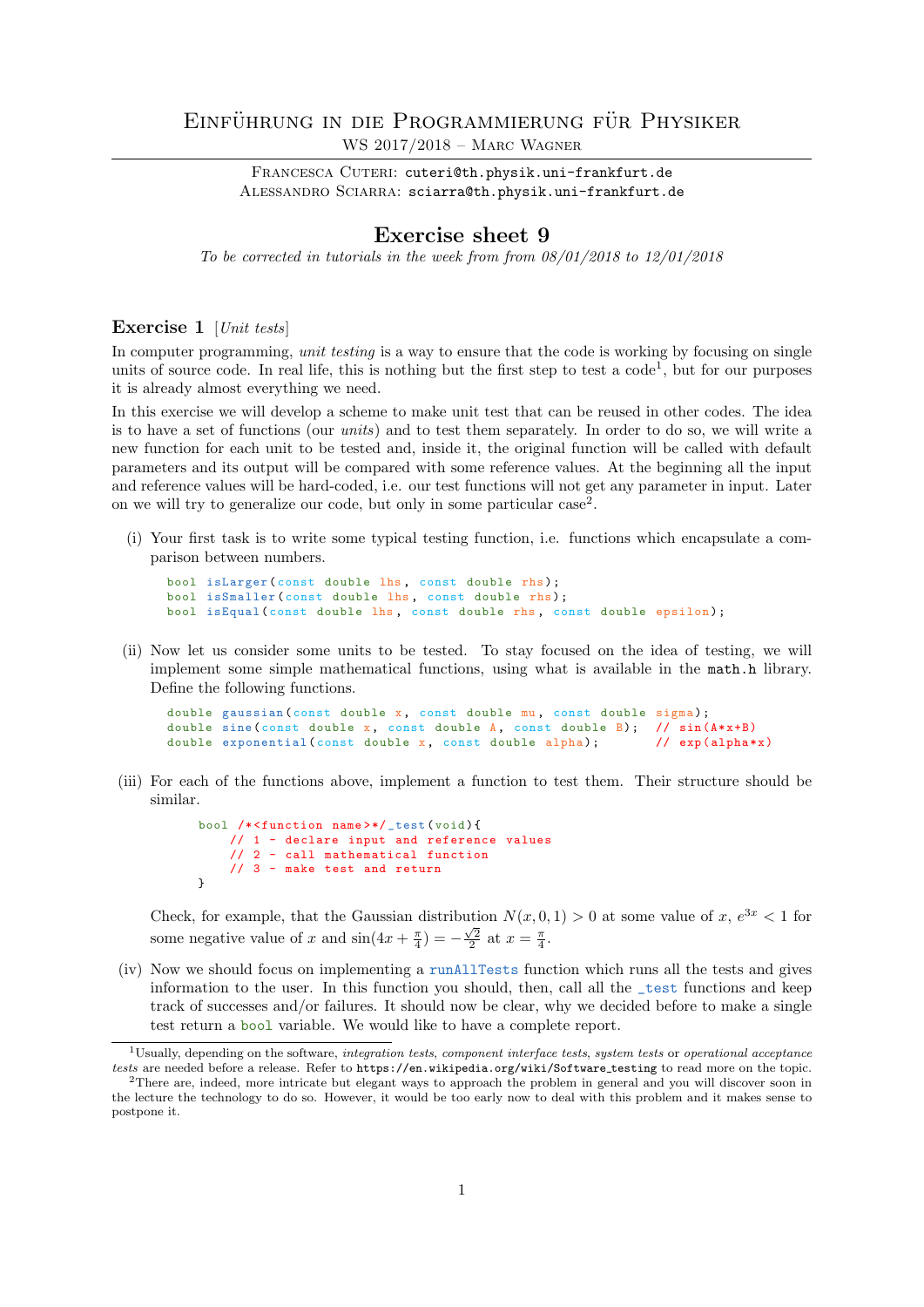# Einführung in die Programmierung für Physiker

WS 2017/2018 – Marc Wagner

Francesca Cuteri: cuteri@th.physik.uni-frankfurt.de
Alessandro Sciarra: sciarra@th.physik.uni-frankfurt.de

## Exercise sheet 9

*To be corrected in tutorials in the week from from 08/01/2018 to 12/01/2018*

### Exercise 1 [*Unit tests*]

In computer programming, *unit testing* is a way to ensure that the code is working by focusing on single units of source code. In real life, this is nothing but the first step to test a code[1], but for our purposes it is already almost everything we need.

In this exercise we will develop a scheme to make unit test that can be reused in other codes. The idea is to have a set of functions (our *units*) and to test them separately. In order to do so, we will write a new function for each unit to be tested and, inside it, the original function will be called with default parameters and its output will be compared with some reference values. At the beginning all the input and reference values will be hard-coded, i.e. our test functions will not get any parameter in input. Later on we will try to generalize our code, but only in some particular case[2].

(i) Your first task is to write some typical testing function, i.e. functions which encapsulate a comparison between numbers.

```
bool isLarger(const double lhs, const double rhs);
bool isSmaller(const double lhs, const double rhs);
bool isEqual(const double lhs, const double rhs, const double epsilon);
```

(ii) Now let us consider some units to be tested. To stay focused on the idea of testing, we will implement some simple mathematical functions, using what is available in the math.h library. Define the following functions.

```
double gaussian(const double x, const double mu, const double sigma);
double sine(const double x, const double A, const double B);  // sin(A*x+B)
double exponential(const double x, const double alpha);       // exp(alpha*x)
```

(iii) For each of the functions above, implement a function to test them. Their structure should be similar.

```
bool /*<function name>*/_test(void){
    // 1 - declare input and reference values
    // 2 - call mathematical function
    // 3 - make test and return
}
```

Check, for example, that the Gaussian distribution $N(x, 0, 1) > 0$ at some value of $x$, $e^{3x} < 1$ for some negative value of $x$ and $\sin(4x + \frac{\pi}{4}) = -\frac{\sqrt{2}}{2}$ at $x = \frac{\pi}{4}$.

(iv) Now we should focus on implementing a runAllTests function which runs all the tests and gives information to the user. In this function you should, then, call all the _test functions and keep track of successes and/or failures. It should now be clear, why we decided before to make a single test return a bool variable. We would like to have a complete report.

---

[1] Usually, depending on the software, *integration tests*, *component interface tests*, *system tests* or *operational acceptance tests* are needed before a release. Refer to https://en.wikipedia.org/wiki/Software_testing to read more on the topic.

[2] There are, indeed, more intricate but elegant ways to approach the problem in general and you will discover soon in the lecture the technology to do so. However, it would be too early now to deal with this problem and it makes sense to postpone it.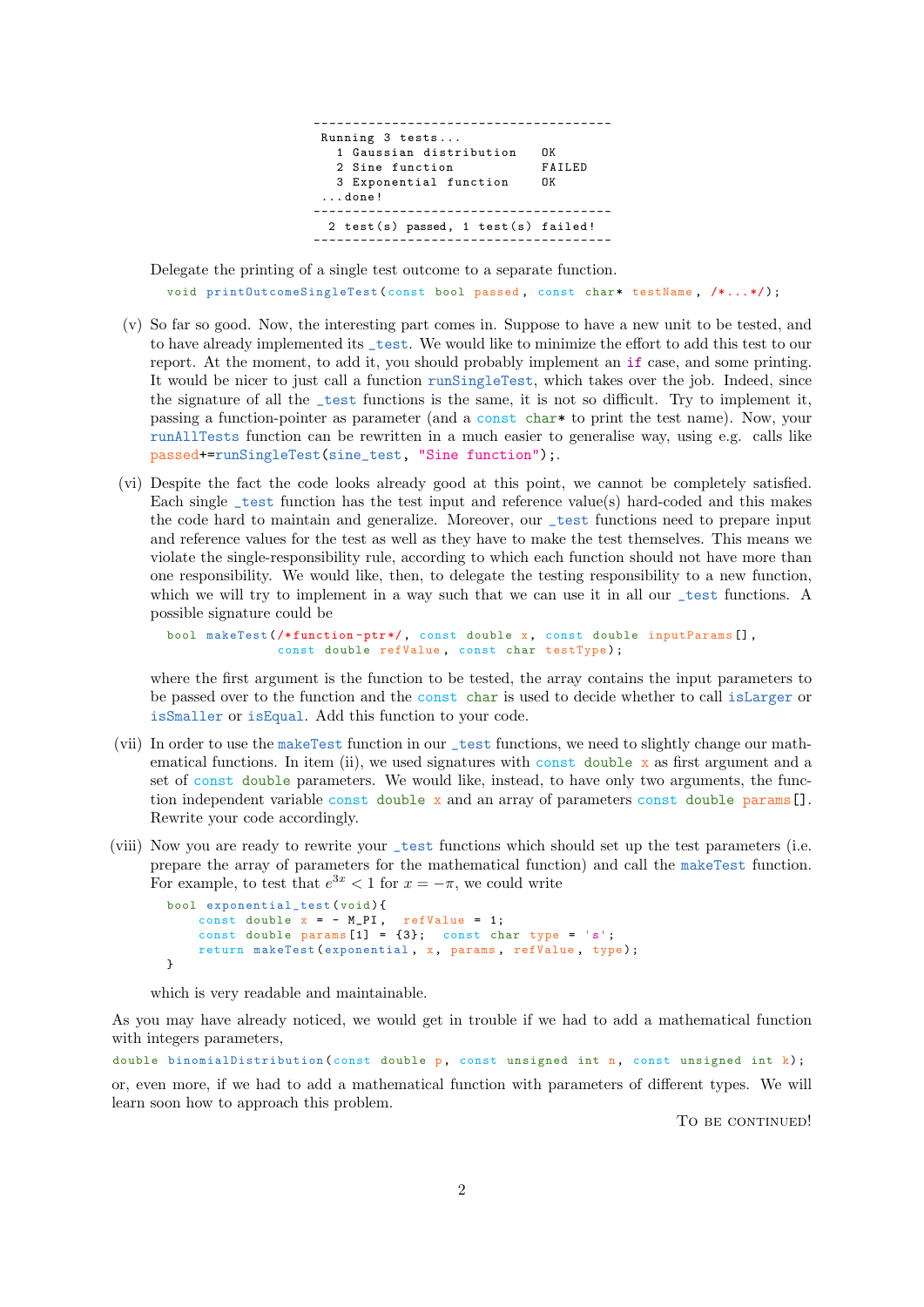```
-------------------------------------
 Running 3 tests...
   1 Gaussian distribution   OK
   2 Sine function           FAILED
   3 Exponential function    OK
 ...done!
-------------------------------------
  2 test(s) passed, 1 test(s) failed!
-------------------------------------
```

Delegate the printing of a single test outcome to a separate function.

```
void printOutcomeSingleTest(const bool passed, const char* testName, /*...*/);
```

(v) So far so good. Now, the interesting part comes in. Suppose to have a new unit to be tested, and to have already implemented its `_test`. We would like to minimize the effort to add this test to our report. At the moment, to add it, you should probably implement an `if` case, and some printing. It would be nicer to just call a function `runSingleTest`, which takes over the job. Indeed, since the signature of all the `_test` functions is the same, it is not so difficult. Try to implement it, passing a function-pointer as parameter (and a `const char*` to print the test name). Now, your `runAllTests` function can be rewritten in a much easier to generalise way, using e.g. calls like `passed+=runSingleTest(sine_test, "Sine function");`.

(vi) Despite the fact the code looks already good at this point, we cannot be completely satisfied. Each single `_test` function has the test input and reference value(s) hard-coded and this makes the code hard to maintain and generalize. Moreover, our `_test` functions need to prepare input and reference values for the test as well as they have to make the test themselves. This means we violate the single-responsibility rule, according to which each function should not have more than one responsibility. We would like, then, to delegate the testing responsibility to a new function, which we will try to implement in a way such that we can use it in all our `_test` functions. A possible signature could be

```
bool makeTest(/*function-ptr*/, const double x, const double inputParams[],
              const double refValue, const char testType);
```

where the first argument is the function to be tested, the array contains the input parameters to be passed over to the function and the `const char` is used to decide whether to call `isLarger` or `isSmaller` or `isEqual`. Add this function to your code.

(vii) In order to use the `makeTest` function in our `_test` functions, we need to slightly change our mathematical functions. In item (ii), we used signatures with `const double x` as first argument and a set of `const double` parameters. We would like, instead, to have only two arguments, the function independent variable `const double x` and an array of parameters `const double params[]`. Rewrite your code accordingly.

(viii) Now you are ready to rewrite your `_test` functions which should set up the test parameters (i.e. prepare the array of parameters for the mathematical function) and call the `makeTest` function. For example, to test that $e^{3x} < 1$ for $x = -\pi$, we could write

```
bool exponential_test(void){
    const double x = - M_PI,  refValue = 1;
    const double params[1] = {3};  const char type = 's';
    return makeTest(exponential, x, params, refValue, type);
}
```

which is very readable and maintainable.

As you may have already noticed, we would get in trouble if we had to add a mathematical function with integers parameters,

```
double binomialDistribution(const double p, const unsigned int n, const unsigned int k);
```

or, even more, if we had to add a mathematical function with parameters of different types. We will learn soon how to approach this problem.

To be continued!